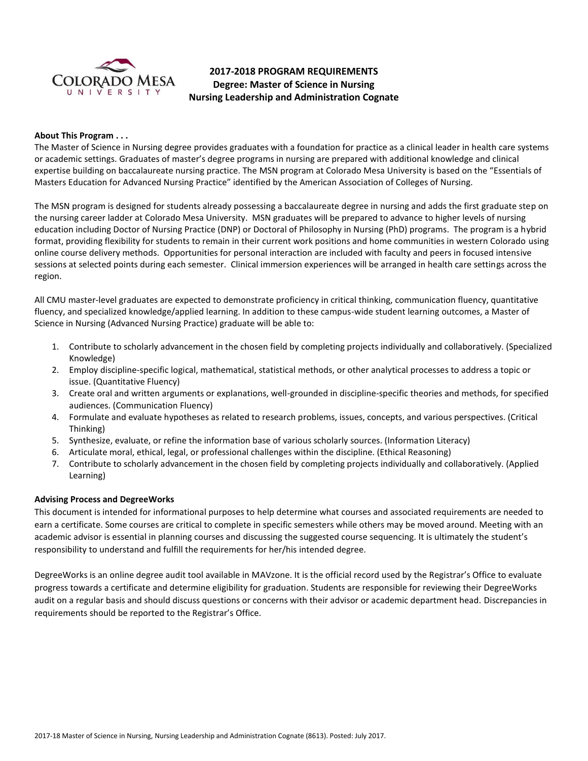# 2017-2018 PROGRAM REQUIREMENTS
## Degree: Master of Science in Nursing
## Nursing Leadership and Administration Cognate

**About This Program . . .**

The Master of Science in Nursing degree provides graduates with a foundation for practice as a clinical leader in health care systems or academic settings. Graduates of master's degree programs in nursing are prepared with additional knowledge and clinical expertise building on baccalaureate nursing practice. The MSN program at Colorado Mesa University is based on the "Essentials of Masters Education for Advanced Nursing Practice" identified by the American Association of Colleges of Nursing.

The MSN program is designed for students already possessing a baccalaureate degree in nursing and adds the first graduate step on the nursing career ladder at Colorado Mesa University. MSN graduates will be prepared to advance to higher levels of nursing education including Doctor of Nursing Practice (DNP) or Doctoral of Philosophy in Nursing (PhD) programs. The program is a hybrid format, providing flexibility for students to remain in their current work positions and home communities in western Colorado using online course delivery methods. Opportunities for personal interaction are included with faculty and peers in focused intensive sessions at selected points during each semester. Clinical immersion experiences will be arranged in health care settings across the region.

All CMU master-level graduates are expected to demonstrate proficiency in critical thinking, communication fluency, quantitative fluency, and specialized knowledge/applied learning. In addition to these campus-wide student learning outcomes, a Master of Science in Nursing (Advanced Nursing Practice) graduate will be able to:

1. Contribute to scholarly advancement in the chosen field by completing projects individually and collaboratively. (Specialized Knowledge)
2. Employ discipline-specific logical, mathematical, statistical methods, or other analytical processes to address a topic or issue. (Quantitative Fluency)
3. Create oral and written arguments or explanations, well-grounded in discipline-specific theories and methods, for specified audiences. (Communication Fluency)
4. Formulate and evaluate hypotheses as related to research problems, issues, concepts, and various perspectives. (Critical Thinking)
5. Synthesize, evaluate, or refine the information base of various scholarly sources. (Information Literacy)
6. Articulate moral, ethical, legal, or professional challenges within the discipline. (Ethical Reasoning)
7. Contribute to scholarly advancement in the chosen field by completing projects individually and collaboratively. (Applied Learning)

**Advising Process and DegreeWorks**

This document is intended for informational purposes to help determine what courses and associated requirements are needed to earn a certificate. Some courses are critical to complete in specific semesters while others may be moved around. Meeting with an academic advisor is essential in planning courses and discussing the suggested course sequencing. It is ultimately the student's responsibility to understand and fulfill the requirements for her/his intended degree.

DegreeWorks is an online degree audit tool available in MAVzone. It is the official record used by the Registrar's Office to evaluate progress towards a certificate and determine eligibility for graduation. Students are responsible for reviewing their DegreeWorks audit on a regular basis and should discuss questions or concerns with their advisor or academic department head. Discrepancies in requirements should be reported to the Registrar's Office.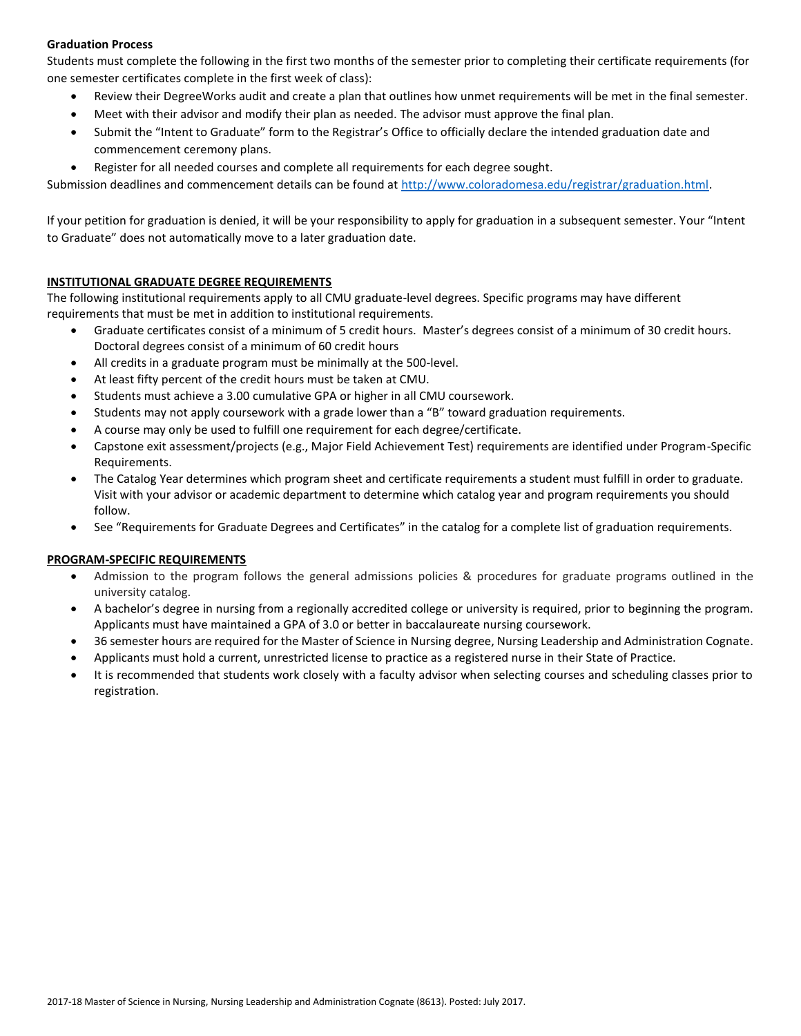**Graduation Process**

Students must complete the following in the first two months of the semester prior to completing their certificate requirements (for one semester certificates complete in the first week of class):

- Review their DegreeWorks audit and create a plan that outlines how unmet requirements will be met in the final semester.
- Meet with their advisor and modify their plan as needed. The advisor must approve the final plan.
- Submit the "Intent to Graduate" form to the Registrar's Office to officially declare the intended graduation date and commencement ceremony plans.
- Register for all needed courses and complete all requirements for each degree sought.

Submission deadlines and commencement details can be found at http://www.coloradomesa.edu/registrar/graduation.html.

If your petition for graduation is denied, it will be your responsibility to apply for graduation in a subsequent semester. Your "Intent to Graduate" does not automatically move to a later graduation date.

**INSTITUTIONAL GRADUATE DEGREE REQUIREMENTS**

The following institutional requirements apply to all CMU graduate-level degrees. Specific programs may have different requirements that must be met in addition to institutional requirements.

- Graduate certificates consist of a minimum of 5 credit hours. Master's degrees consist of a minimum of 30 credit hours. Doctoral degrees consist of a minimum of 60 credit hours
- All credits in a graduate program must be minimally at the 500-level.
- At least fifty percent of the credit hours must be taken at CMU.
- Students must achieve a 3.00 cumulative GPA or higher in all CMU coursework.
- Students may not apply coursework with a grade lower than a "B" toward graduation requirements.
- A course may only be used to fulfill one requirement for each degree/certificate.
- Capstone exit assessment/projects (e.g., Major Field Achievement Test) requirements are identified under Program-Specific Requirements.
- The Catalog Year determines which program sheet and certificate requirements a student must fulfill in order to graduate. Visit with your advisor or academic department to determine which catalog year and program requirements you should follow.
- See "Requirements for Graduate Degrees and Certificates" in the catalog for a complete list of graduation requirements.

**PROGRAM-SPECIFIC REQUIREMENTS**

- Admission to the program follows the general admissions policies & procedures for graduate programs outlined in the university catalog.
- A bachelor's degree in nursing from a regionally accredited college or university is required, prior to beginning the program. Applicants must have maintained a GPA of 3.0 or better in baccalaureate nursing coursework.
- 36 semester hours are required for the Master of Science in Nursing degree, Nursing Leadership and Administration Cognate.
- Applicants must hold a current, unrestricted license to practice as a registered nurse in their State of Practice.
- It is recommended that students work closely with a faculty advisor when selecting courses and scheduling classes prior to registration.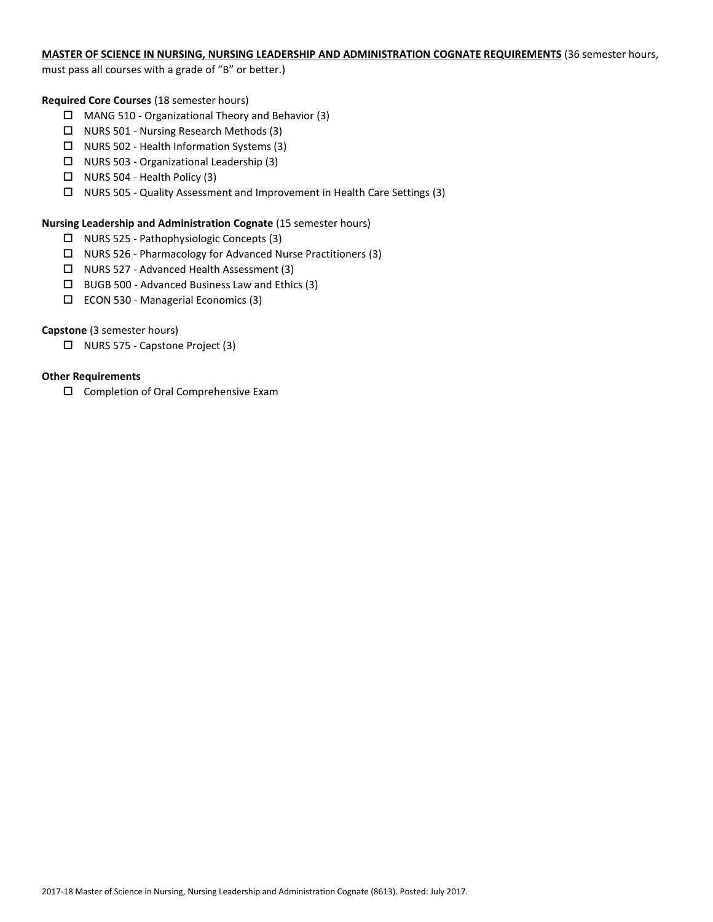**MASTER OF SCIENCE IN NURSING, NURSING LEADERSHIP AND ADMINISTRATION COGNATE REQUIREMENTS** (36 semester hours, must pass all courses with a grade of "B" or better.)

**Required Core Courses** (18 semester hours)

- ☐ MANG 510 - Organizational Theory and Behavior (3)
- ☐ NURS 501 - Nursing Research Methods (3)
- ☐ NURS 502 - Health Information Systems (3)
- ☐ NURS 503 - Organizational Leadership (3)
- ☐ NURS 504 - Health Policy (3)
- ☐ NURS 505 - Quality Assessment and Improvement in Health Care Settings (3)

**Nursing Leadership and Administration Cognate** (15 semester hours)

- ☐ NURS 525 - Pathophysiologic Concepts (3)
- ☐ NURS 526 - Pharmacology for Advanced Nurse Practitioners (3)
- ☐ NURS 527 - Advanced Health Assessment (3)
- ☐ BUGB 500 - Advanced Business Law and Ethics (3)
- ☐ ECON 530 - Managerial Economics (3)

**Capstone** (3 semester hours)

- ☐ NURS 575 - Capstone Project (3)

**Other Requirements**

- ☐ Completion of Oral Comprehensive Exam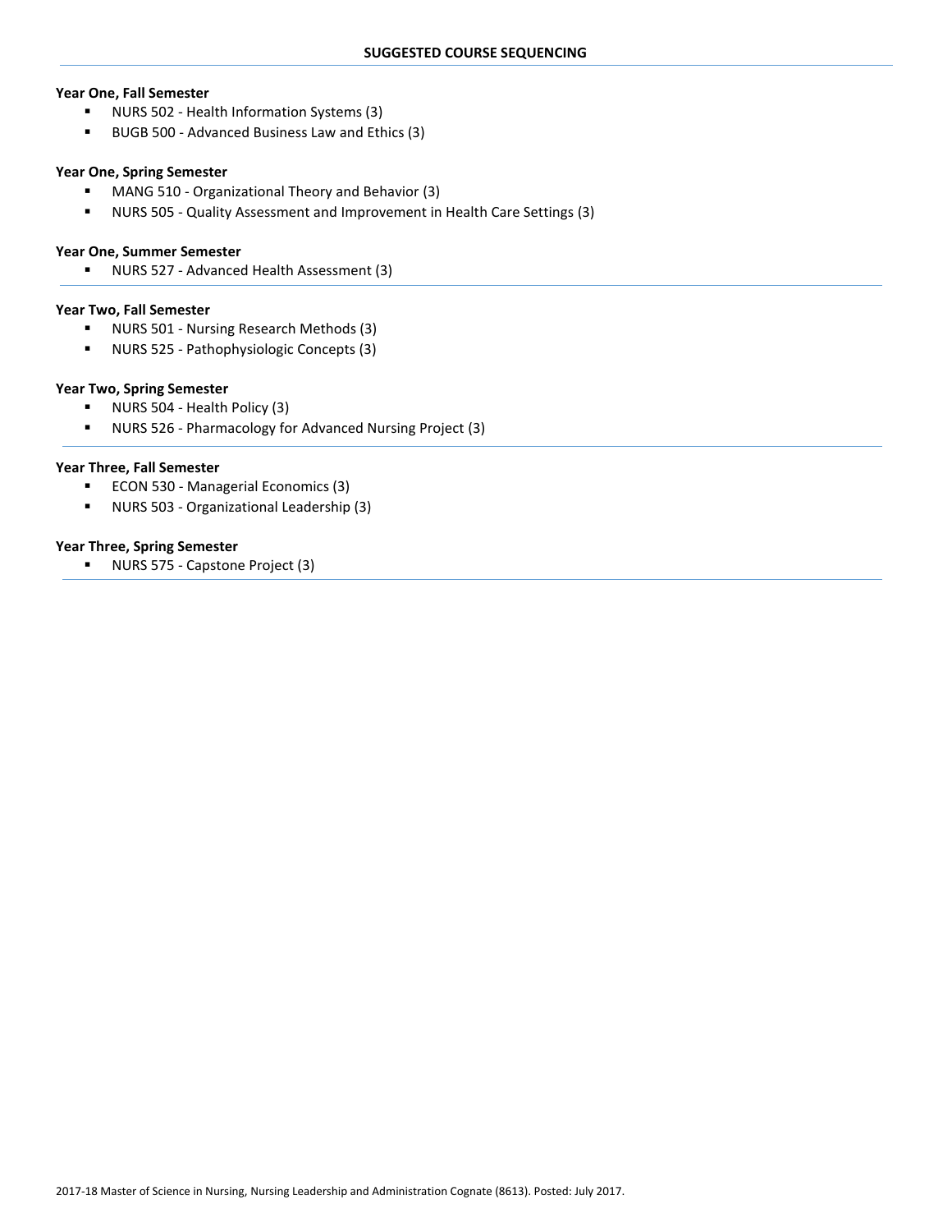## SUGGESTED COURSE SEQUENCING

**Year One, Fall Semester**

- NURS 502 - Health Information Systems (3)
- BUGB 500 - Advanced Business Law and Ethics (3)

**Year One, Spring Semester**

- MANG 510 - Organizational Theory and Behavior (3)
- NURS 505 - Quality Assessment and Improvement in Health Care Settings (3)

**Year One, Summer Semester**

- NURS 527 - Advanced Health Assessment (3)

---

**Year Two, Fall Semester**

- NURS 501 - Nursing Research Methods (3)
- NURS 525 - Pathophysiologic Concepts (3)

**Year Two, Spring Semester**

- NURS 504 - Health Policy (3)
- NURS 526 - Pharmacology for Advanced Nursing Project (3)

---

**Year Three, Fall Semester**

- ECON 530 - Managerial Economics (3)
- NURS 503 - Organizational Leadership (3)

**Year Three, Spring Semester**

- NURS 575 - Capstone Project (3)

---